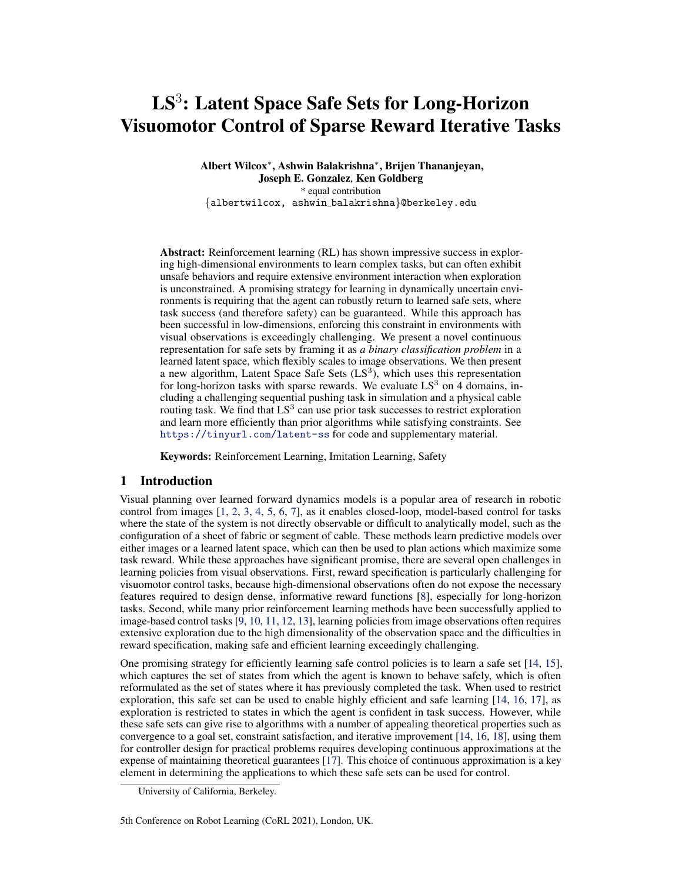# LS$^3$: Latent Space Safe Sets for Long-Horizon Visuomotor Control of Sparse Reward Iterative Tasks

**Albert Wilcox***, **Ashwin Balakrishna***, **Brijen Thananjeyan**, **Joseph E. Gonzalez**, **Ken Goldberg**

* equal contribution

{albertwilcox, ashwin_balakrishna}@berkeley.edu

**Abstract:** Reinforcement learning (RL) has shown impressive success in exploring high-dimensional environments to learn complex tasks, but can often exhibit unsafe behaviors and require extensive environment interaction when exploration is unconstrained. A promising strategy for learning in dynamically uncertain environments is requiring that the agent can robustly return to learned safe sets, where task success (and therefore safety) can be guaranteed. While this approach has been successful in low-dimensions, enforcing this constraint in environments with visual observations is exceedingly challenging. We present a novel continuous representation for safe sets by framing it as *a binary classification problem* in a learned latent space, which flexibly scales to image observations. We then present a new algorithm, Latent Space Safe Sets (LS$^3$), which uses this representation for long-horizon tasks with sparse rewards. We evaluate LS$^3$ on 4 domains, including a challenging sequential pushing task in simulation and a physical cable routing task. We find that LS$^3$ can use prior task successes to restrict exploration and learn more efficiently than prior algorithms while satisfying constraints. See https://tinyurl.com/latent-ss for code and supplementary material.

**Keywords:** Reinforcement Learning, Imitation Learning, Safety

## 1 Introduction

Visual planning over learned forward dynamics models is a popular area of research in robotic control from images [1, 2, 3, 4, 5, 6, 7], as it enables closed-loop, model-based control for tasks where the state of the system is not directly observable or difficult to analytically model, such as the configuration of a sheet of fabric or segment of cable. These methods learn predictive models over either images or a learned latent space, which can then be used to plan actions which maximize some task reward. While these approaches have significant promise, there are several open challenges in learning policies from visual observations. First, reward specification is particularly challenging for visuomotor control tasks, because high-dimensional observations often do not expose the necessary features required to design dense, informative reward functions [8], especially for long-horizon tasks. Second, while many prior reinforcement learning methods have been successfully applied to image-based control tasks [9, 10, 11, 12, 13], learning policies from image observations often requires extensive exploration due to the high dimensionality of the observation space and the difficulties in reward specification, making safe and efficient learning exceedingly challenging.

One promising strategy for efficiently learning safe control policies is to learn a safe set [14, 15], which captures the set of states from which the agent is known to behave safely, which is often reformulated as the set of states where it has previously completed the task. When used to restrict exploration, this safe set can be used to enable highly efficient and safe learning [14, 16, 17], as exploration is restricted to states in which the agent is confident in task success. However, while these safe sets can give rise to algorithms with a number of appealing theoretical properties such as convergence to a goal set, constraint satisfaction, and iterative improvement [14, 16, 18], using them for controller design for practical problems requires developing continuous approximations at the expense of maintaining theoretical guarantees [17]. This choice of continuous approximation is a key element in determining the applications to which these safe sets can be used for control.

University of California, Berkeley.

5th Conference on Robot Learning (CoRL 2021), London, UK.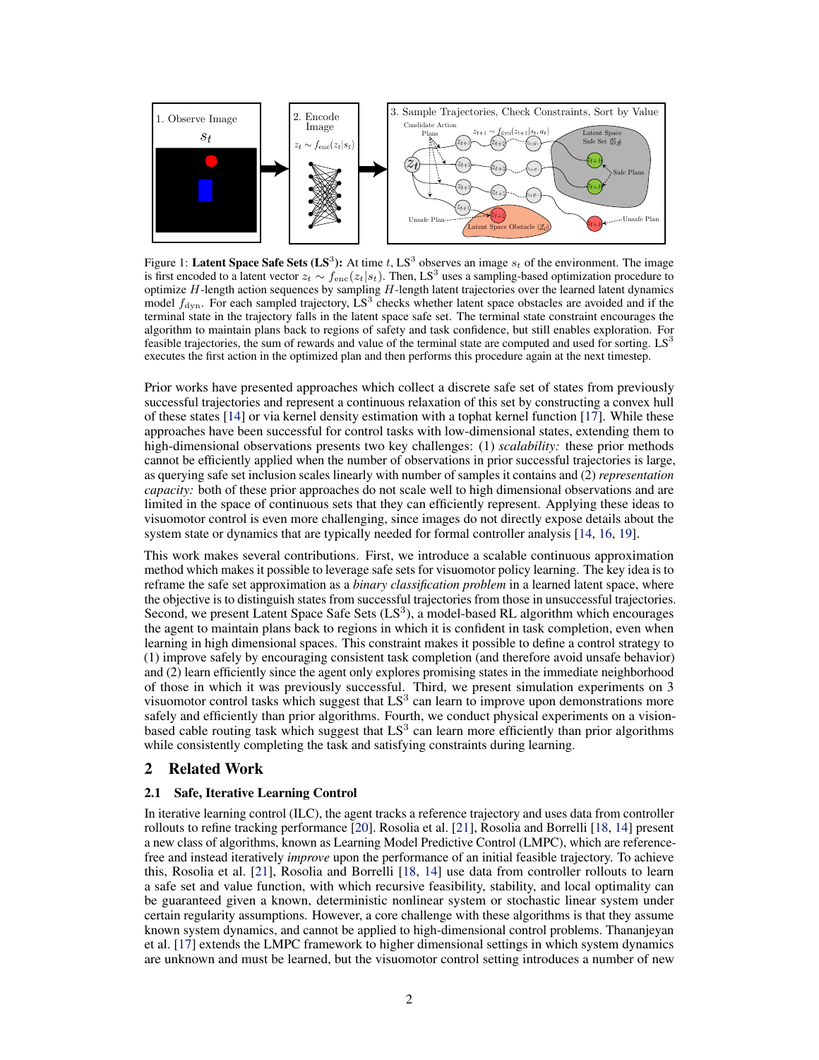Figure 1: **Latent Space Safe Sets (LS$^3$):** At time $t$, LS$^3$ observes an image $s_t$ of the environment. The image is first encoded to a latent vector $z_t \sim f_{\text{enc}}(z_t|s_t)$. Then, LS$^3$ uses a sampling-based optimization procedure to optimize $H$-length action sequences by sampling $H$-length latent trajectories over the learned latent dynamics model $f_{\text{dyn}}$. For each sampled trajectory, LS$^3$ checks whether latent space obstacles are avoided and if the terminal state in the trajectory falls in the latent space safe set. The terminal state constraint encourages the algorithm to maintain plans back to regions of safety and task confidence, but still enables exploration. For feasible trajectories, the sum of rewards and value of the terminal state are computed and used for sorting. LS$^3$ executes the first action in the optimized plan and then performs this procedure again at the next timestep.

Prior works have presented approaches which collect a discrete safe set of states from previously successful trajectories and represent a continuous relaxation of this set by constructing a convex hull of these states [14] or via kernel density estimation with a tophat kernel function [17]. While these approaches have been successful for control tasks with low-dimensional states, extending them to high-dimensional observations presents two key challenges: (1) *scalability:* these prior methods cannot be efficiently applied when the number of observations in prior successful trajectories is large, as querying safe set inclusion scales linearly with number of samples it contains and (2) *representation capacity:* both of these prior approaches do not scale well to high dimensional observations and are limited in the space of continuous sets that they can efficiently represent. Applying these ideas to visuomotor control is even more challenging, since images do not directly expose details about the system state or dynamics that are typically needed for formal controller analysis [14, 16, 19].

This work makes several contributions. First, we introduce a scalable continuous approximation method which makes it possible to leverage safe sets for visuomotor policy learning. The key idea is to reframe the safe set approximation as a *binary classification problem* in a learned latent space, where the objective is to distinguish states from successful trajectories from those in unsuccessful trajectories. Second, we present Latent Space Safe Sets (LS$^3$), a model-based RL algorithm which encourages the agent to maintain plans back to regions in which it is confident in task completion, even when learning in high dimensional spaces. This constraint makes it possible to define a control strategy to (1) improve safely by encouraging consistent task completion (and therefore avoid unsafe behavior) and (2) learn efficiently since the agent only explores promising states in the immediate neighborhood of those in which it was previously successful. Third, we present simulation experiments on 3 visuomotor control tasks which suggest that LS$^3$ can learn to improve upon demonstrations more safely and efficiently than prior algorithms. Fourth, we conduct physical experiments on a vision-based cable routing task which suggest that LS$^3$ can learn more efficiently than prior algorithms while consistently completing the task and satisfying constraints during learning.

## 2 Related Work

### 2.1 Safe, Iterative Learning Control

In iterative learning control (ILC), the agent tracks a reference trajectory and uses data from controller rollouts to refine tracking performance [20]. Rosolia et al. [21], Rosolia and Borrelli [18, 14] present a new class of algorithms, known as Learning Model Predictive Control (LMPC), which are reference-free and instead iteratively *improve* upon the performance of an initial feasible trajectory. To achieve this, Rosolia et al. [21], Rosolia and Borrelli [18, 14] use data from controller rollouts to learn a safe set and value function, with which recursive feasibility, stability, and local optimality can be guaranteed given a known, deterministic nonlinear system or stochastic linear system under certain regularity assumptions. However, a core challenge with these algorithms is that they assume known system dynamics, and cannot be applied to high-dimensional control problems. Thananjeyan et al. [17] extends the LMPC framework to higher dimensional settings in which system dynamics are unknown and must be learned, but the visuomotor control setting introduces a number of new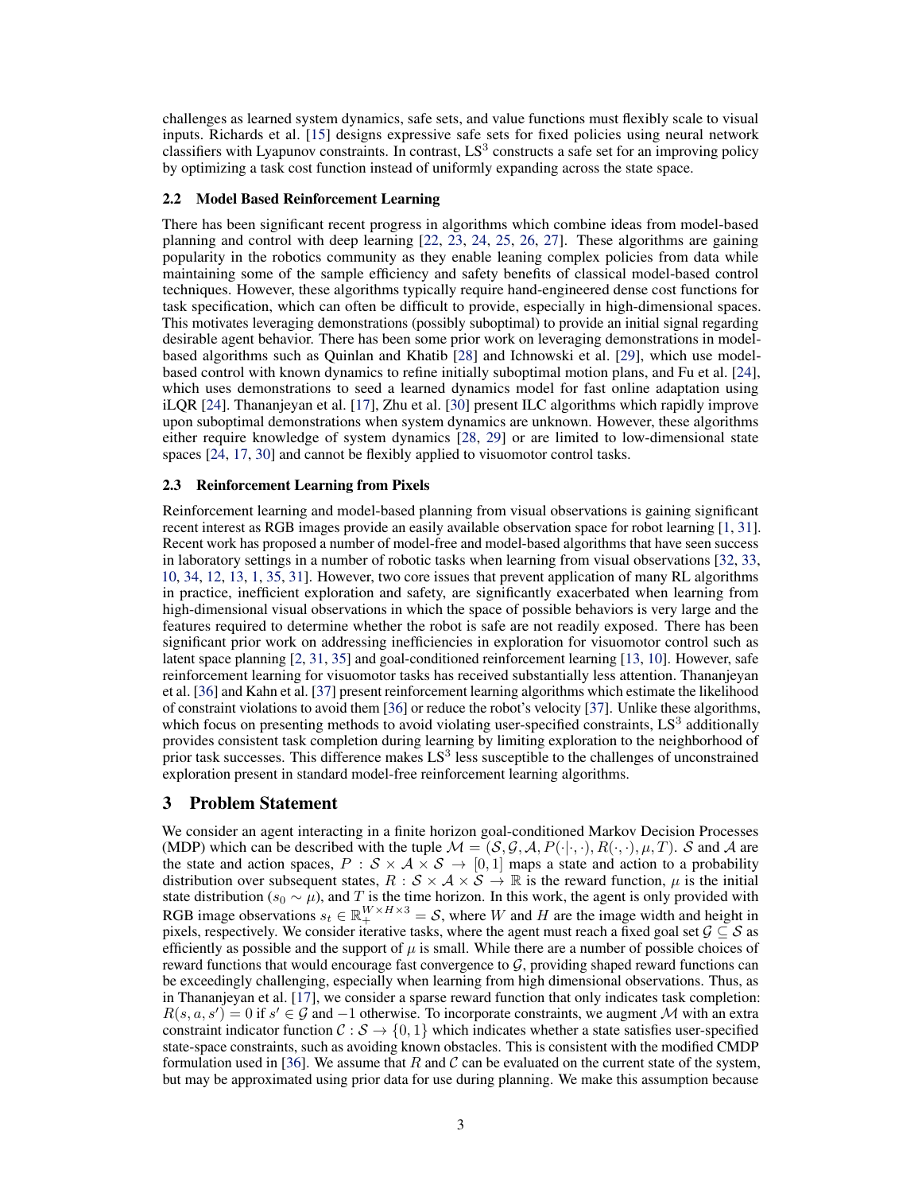challenges as learned system dynamics, safe sets, and value functions must flexibly scale to visual inputs. Richards et al. [15] designs expressive safe sets for fixed policies using neural network classifiers with Lyapunov constraints. In contrast, LS$^3$ constructs a safe set for an improving policy by optimizing a task cost function instead of uniformly expanding across the state space.

### 2.2 Model Based Reinforcement Learning

There has been significant recent progress in algorithms which combine ideas from model-based planning and control with deep learning [22, 23, 24, 25, 26, 27]. These algorithms are gaining popularity in the robotics community as they enable leaning complex policies from data while maintaining some of the sample efficiency and safety benefits of classical model-based control techniques. However, these algorithms typically require hand-engineered dense cost functions for task specification, which can often be difficult to provide, especially in high-dimensional spaces. This motivates leveraging demonstrations (possibly suboptimal) to provide an initial signal regarding desirable agent behavior. There has been some prior work on leveraging demonstrations in model-based algorithms such as Quinlan and Khatib [28] and Ichnowski et al. [29], which use model-based control with known dynamics to refine initially suboptimal motion plans, and Fu et al. [24], which uses demonstrations to seed a learned dynamics model for fast online adaptation using iLQR [24]. Thananjeyan et al. [17], Zhu et al. [30] present ILC algorithms which rapidly improve upon suboptimal demonstrations when system dynamics are unknown. However, these algorithms either require knowledge of system dynamics [28, 29] or are limited to low-dimensional state spaces [24, 17, 30] and cannot be flexibly applied to visuomotor control tasks.

### 2.3 Reinforcement Learning from Pixels

Reinforcement learning and model-based planning from visual observations is gaining significant recent interest as RGB images provide an easily available observation space for robot learning [1, 31]. Recent work has proposed a number of model-free and model-based algorithms that have seen success in laboratory settings in a number of robotic tasks when learning from visual observations [32, 33, 10, 34, 12, 13, 1, 35, 31]. However, two core issues that prevent application of many RL algorithms in practice, inefficient exploration and safety, are significantly exacerbated when learning from high-dimensional visual observations in which the space of possible behaviors is very large and the features required to determine whether the robot is safe are not readily exposed. There has been significant prior work on addressing inefficiencies in exploration for visuomotor control such as latent space planning [2, 31, 35] and goal-conditioned reinforcement learning [13, 10]. However, safe reinforcement learning for visuomotor tasks has received substantially less attention. Thananjeyan et al. [36] and Kahn et al. [37] present reinforcement learning algorithms which estimate the likelihood of constraint violations to avoid them [36] or reduce the robot's velocity [37]. Unlike these algorithms, which focus on presenting methods to avoid violating user-specified constraints, LS$^3$ additionally provides consistent task completion during learning by limiting exploration to the neighborhood of prior task successes. This difference makes LS$^3$ less susceptible to the challenges of unconstrained exploration present in standard model-free reinforcement learning algorithms.

## 3 Problem Statement

We consider an agent interacting in a finite horizon goal-conditioned Markov Decision Processes (MDP) which can be described with the tuple $\mathcal{M} = (\mathcal{S}, \mathcal{G}, \mathcal{A}, P(\cdot|\cdot,\cdot), R(\cdot,\cdot), \mu, T)$. $\mathcal{S}$ and $\mathcal{A}$ are the state and action spaces, $P : \mathcal{S} \times \mathcal{A} \times \mathcal{S} \rightarrow [0, 1]$ maps a state and action to a probability distribution over subsequent states, $R : \mathcal{S} \times \mathcal{A} \times \mathcal{S} \rightarrow \mathbb{R}$ is the reward function, $\mu$ is the initial state distribution ($s_0 \sim \mu$), and $T$ is the time horizon. In this work, the agent is only provided with RGB image observations $s_t \in \mathbb{R}_+^{W \times H \times 3} = \mathcal{S}$, where $W$ and $H$ are the image width and height in pixels, respectively. We consider iterative tasks, where the agent must reach a fixed goal set $\mathcal{G} \subseteq \mathcal{S}$ as efficiently as possible and the support of $\mu$ is small. While there are a number of possible choices of reward functions that would encourage fast convergence to $\mathcal{G}$, providing shaped reward functions can be exceedingly challenging, especially when learning from high dimensional observations. Thus, as in Thananjeyan et al. [17], we consider a sparse reward function that only indicates task completion: $R(s, a, s') = 0$ if $s' \in \mathcal{G}$ and $-1$ otherwise. To incorporate constraints, we augment $\mathcal{M}$ with an extra constraint indicator function $\mathcal{C} : \mathcal{S} \rightarrow \{0, 1\}$ which indicates whether a state satisfies user-specified state-space constraints, such as avoiding known obstacles. This is consistent with the modified CMDP formulation used in [36]. We assume that $R$ and $\mathcal{C}$ can be evaluated on the current state of the system, but may be approximated using prior data for use during planning. We make this assumption because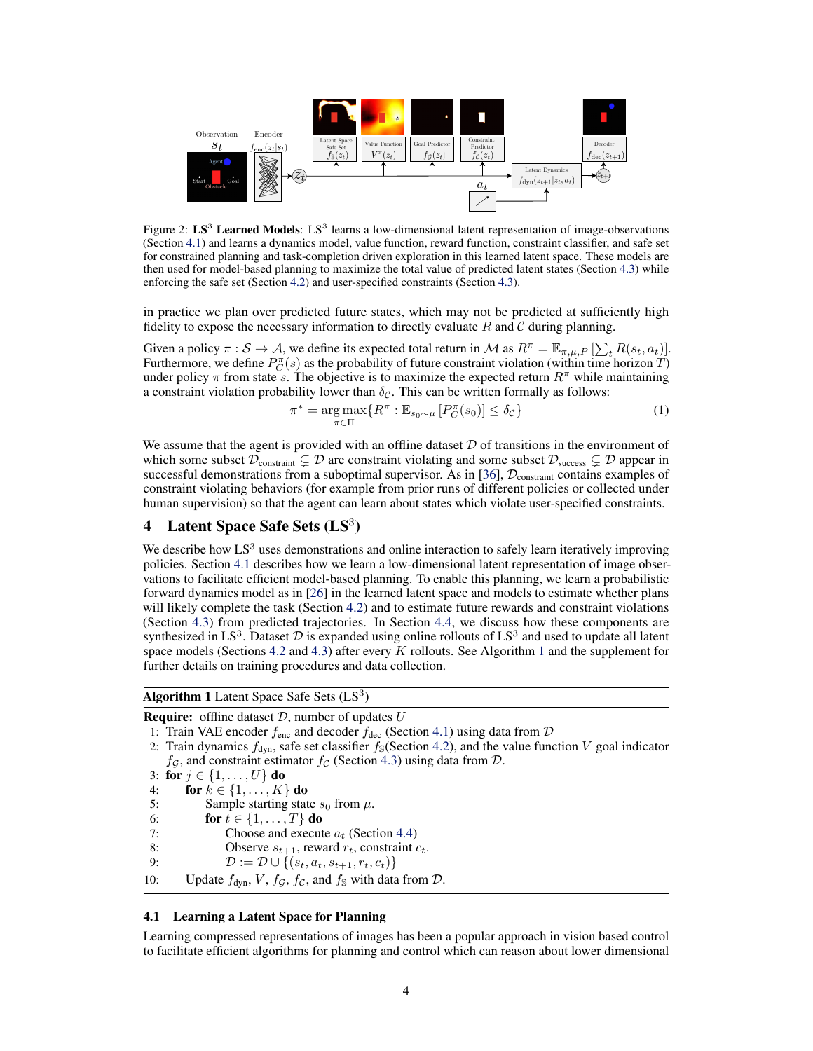Figure 2: **LS$^3$ Learned Models**: LS$^3$ learns a low-dimensional latent representation of image-observations (Section 4.1) and learns a dynamics model, value function, reward function, constraint classifier, and safe set for constrained planning and task-completion driven exploration in this learned latent space. These models are then used for model-based planning to maximize the total value of predicted latent states (Section 4.3) while enforcing the safe set (Section 4.2) and user-specified constraints (Section 4.3).

in practice we plan over predicted future states, which may not be predicted at sufficiently high fidelity to expose the necessary information to directly evaluate $R$ and $\mathcal{C}$ during planning.

Given a policy $\pi : \mathcal{S} \to \mathcal{A}$, we define its expected total return in $\mathcal{M}$ as $R^\pi = \mathbb{E}_{\pi,\mu,P}\left[\sum_t R(s_t, a_t)\right]$. Furthermore, we define $P^\pi_{\mathcal{C}}(s)$ as the probability of future constraint violation (within time horizon $T$) under policy $\pi$ from state $s$. The objective is to maximize the expected return $R^\pi$ while maintaining a constraint violation probability lower than $\delta_{\mathcal{C}}$. This can be written formally as follows:

$$\pi^* = \underset{\pi \in \Pi}{\arg\max}\{R^\pi : \mathbb{E}_{s_0 \sim \mu}\left[P^\pi_{\mathcal{C}}(s_0)\right] \leq \delta_{\mathcal{C}}\} \tag{1}$$

We assume that the agent is provided with an offline dataset $\mathcal{D}$ of transitions in the environment of which some subset $\mathcal{D}_{\text{constraint}} \subsetneq \mathcal{D}$ are constraint violating and some subset $\mathcal{D}_{\text{success}} \subsetneq \mathcal{D}$ appear in successful demonstrations from a suboptimal supervisor. As in [36], $\mathcal{D}_{\text{constraint}}$ contains examples of constraint violating behaviors (for example from prior runs of different policies or collected under human supervision) so that the agent can learn about states which violate user-specified constraints.

# 4 Latent Space Safe Sets (LS$^3$)

We describe how LS$^3$ uses demonstrations and online interaction to safely learn iteratively improving policies. Section 4.1 describes how we learn a low-dimensional latent representation of image observations to facilitate efficient model-based planning. To enable this planning, we learn a probabilistic forward dynamics model as in [26] in the learned latent space and models to estimate whether plans will likely complete the task (Section 4.2) and to estimate future rewards and constraint violations (Section 4.3) from predicted trajectories. In Section 4.4, we discuss how these components are synthesized in LS$^3$. Dataset $\mathcal{D}$ is expanded using online rollouts of LS$^3$ and used to update all latent space models (Sections 4.2 and 4.3) after every $K$ rollouts. See Algorithm 1 and the supplement for further details on training procedures and data collection.

**Algorithm 1** Latent Space Safe Sets (LS$^3$)

**Require:** offline dataset $\mathcal{D}$, number of updates $U$

1: Train VAE encoder $f_{\text{enc}}$ and decoder $f_{\text{dec}}$ (Section 4.1) using data from $\mathcal{D}$
2: Train dynamics $f_{\text{dyn}}$, safe set classifier $f_{\mathbb{S}}$(Section 4.2), and the value function $V$ goal indicator $f_{\mathcal{G}}$, and constraint estimator $f_{\mathcal{C}}$ (Section 4.3) using data from $\mathcal{D}$.
3: **for** $j \in \{1, \ldots, U\}$ **do**
4: &nbsp;&nbsp;&nbsp;&nbsp;**for** $k \in \{1, \ldots, K\}$ **do**
5: &nbsp;&nbsp;&nbsp;&nbsp;&nbsp;&nbsp;&nbsp;&nbsp;Sample starting state $s_0$ from $\mu$.
6: &nbsp;&nbsp;&nbsp;&nbsp;&nbsp;&nbsp;&nbsp;&nbsp;**for** $t \in \{1, \ldots, T\}$ **do**
7: &nbsp;&nbsp;&nbsp;&nbsp;&nbsp;&nbsp;&nbsp;&nbsp;&nbsp;&nbsp;&nbsp;&nbsp;Choose and execute $a_t$ (Section 4.4)
8: &nbsp;&nbsp;&nbsp;&nbsp;&nbsp;&nbsp;&nbsp;&nbsp;&nbsp;&nbsp;&nbsp;&nbsp;Observe $s_{t+1}$, reward $r_t$, constraint $c_t$.
9: &nbsp;&nbsp;&nbsp;&nbsp;&nbsp;&nbsp;&nbsp;&nbsp;&nbsp;&nbsp;&nbsp;&nbsp;$\mathcal{D} := \mathcal{D} \cup \{(s_t, a_t, s_{t+1}, r_t, c_t)\}$
10: &nbsp;&nbsp;&nbsp;&nbsp;Update $f_{\text{dyn}}$, $V$, $f_{\mathcal{G}}$, $f_{\mathcal{C}}$, and $f_{\mathbb{S}}$ with data from $\mathcal{D}$.

## 4.1 Learning a Latent Space for Planning

Learning compressed representations of images has been a popular approach in vision based control to facilitate efficient algorithms for planning and control which can reason about lower dimensional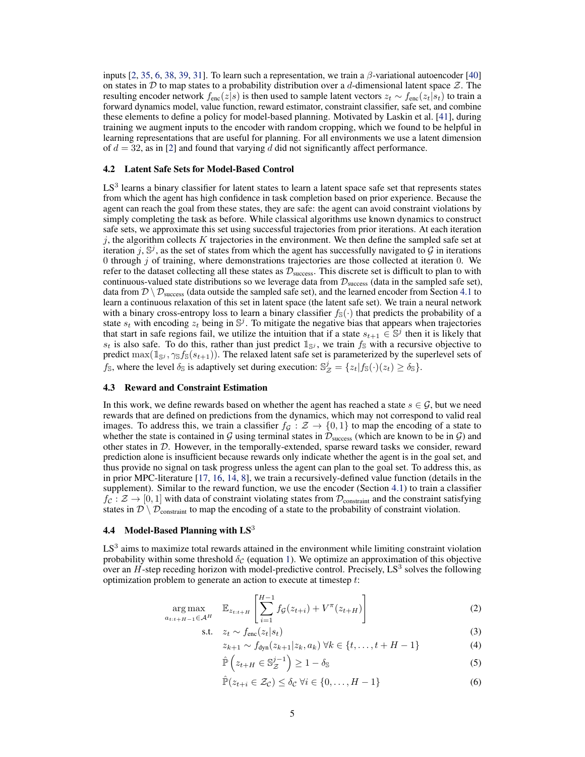inputs [2, 35, 6, 38, 39, 31]. To learn such a representation, we train a $\beta$-variational autoencoder [40] on states in $\mathcal{D}$ to map states to a probability distribution over a $d$-dimensional latent space $\mathcal{Z}$. The resulting encoder network $f_{\text{enc}}(z|s)$ is then used to sample latent vectors $z_t \sim f_{\text{enc}}(z_t|s_t)$ to train a forward dynamics model, value function, reward estimator, constraint classifier, safe set, and combine these elements to define a policy for model-based planning. Motivated by Laskin et al. [41], during training we augment inputs to the encoder with random cropping, which we found to be helpful in learning representations that are useful for planning. For all environments we use a latent dimension of $d = 32$, as in [2] and found that varying $d$ did not significantly affect performance.

### 4.2 Latent Safe Sets for Model-Based Control

LS$^3$ learns a binary classifier for latent states to learn a latent space safe set that represents states from which the agent has high confidence in task completion based on prior experience. Because the agent can reach the goal from these states, they are safe: the agent can avoid constraint violations by simply completing the task as before. While classical algorithms use known dynamics to construct safe sets, we approximate this set using successful trajectories from prior iterations. At each iteration $j$, the algorithm collects $K$ trajectories in the environment. We then define the sampled safe set at iteration $j$, $\mathbb{S}^j$, as the set of states from which the agent has successfully navigated to $\mathcal{G}$ in iterations 0 through $j$ of training, where demonstrations trajectories are those collected at iteration 0. We refer to the dataset collecting all these states as $\mathcal{D}_{\text{success}}$. This discrete set is difficult to plan to with continuous-valued state distributions so we leverage data from $\mathcal{D}_{\text{success}}$ (data in the sampled safe set), data from $\mathcal{D} \setminus \mathcal{D}_{\text{success}}$ (data outside the sampled safe set), and the learned encoder from Section 4.1 to learn a continuous relaxation of this set in latent space (the latent safe set). We train a neural network with a binary cross-entropy loss to learn a binary classifier $f_{\mathbb{S}}(\cdot)$ that predicts the probability of a state $s_t$ with encoding $z_t$ being in $\mathbb{S}^j$. To mitigate the negative bias that appears when trajectories that start in safe regions fail, we utilize the intuition that if a state $s_{t+1} \in \mathbb{S}^j$ then it is likely that $s_t$ is also safe. To do this, rather than just predict $\mathbb{1}_{\mathbb{S}^j}$, we train $f_{\mathbb{S}}$ with a recursive objective to predict $\max(\mathbb{1}_{\mathbb{S}^j}, \gamma_{\mathbb{S}} f_{\mathbb{S}}(s_{t+1}))$. The relaxed latent safe set is parameterized by the superlevel sets of $f_{\mathbb{S}}$, where the level $\delta_{\mathbb{S}}$ is adaptively set during execution: $\mathbb{S}^j_{\mathcal{Z}} = \{z_t | f_{\mathbb{S}}(\cdot)(z_t) \geq \delta_{\mathbb{S}}\}$.

### 4.3 Reward and Constraint Estimation

In this work, we define rewards based on whether the agent has reached a state $s \in \mathcal{G}$, but we need rewards that are defined on predictions from the dynamics, which may not correspond to valid real images. To address this, we train a classifier $f_{\mathcal{G}} : \mathcal{Z} \to \{0, 1\}$ to map the encoding of a state to whether the state is contained in $\mathcal{G}$ using terminal states in $\mathcal{D}_{\text{success}}$ (which are known to be in $\mathcal{G}$) and other states in $\mathcal{D}$. However, in the temporally-extended, sparse reward tasks we consider, reward prediction alone is insufficient because rewards only indicate whether the agent is in the goal set, and thus provide no signal on task progress unless the agent can plan to the goal set. To address this, as in prior MPC-literature [17, 16, 14, 8], we train a recursively-defined value function (details in the supplement). Similar to the reward function, we use the encoder (Section 4.1) to train a classifier $f_{\mathcal{C}} : \mathcal{Z} \to [0, 1]$ with data of constraint violating states from $\mathcal{D}_{\text{constraint}}$ and the constraint satisfying states in $\mathcal{D} \setminus \mathcal{D}_{\text{constraint}}$ to map the encoding of a state to the probability of constraint violation.

### 4.4 Model-Based Planning with LS$^3$

LS$^3$ aims to maximize total rewards attained in the environment while limiting constraint violation probability within some threshold $\delta_{\mathcal{C}}$ (equation 1). We optimize an approximation of this objective over an $H$-step receding horizon with model-predictive control. Precisely, LS$^3$ solves the following optimization problem to generate an action to execute at timestep $t$:

$$\underset{a_{t:t+H-1} \in \mathcal{A}^H}{\arg\max} \quad \mathbb{E}_{z_{t:t+H}} \left[ \sum_{i=1}^{H-1} f_{\mathcal{G}}(z_{t+i}) + V^{\pi}(z_{t+H}) \right] \tag{2}$$

$$\text{s.t.} \quad z_t \sim f_{\text{enc}}(z_t|s_t) \tag{3}$$

$$z_{k+1} \sim f_{\text{dyn}}(z_{k+1}|z_k, a_k) \; \forall k \in \{t, \ldots, t+H-1\} \tag{4}$$

$$\hat{\mathbb{P}}\left(z_{t+H} \in \mathbb{S}^{j-1}_{\mathcal{Z}}\right) \geq 1 - \delta_{\mathbb{S}} \tag{5}$$

$$\hat{\mathbb{P}}(z_{t+i} \in \mathcal{Z}_{\mathcal{C}}) \leq \delta_{\mathcal{C}} \; \forall i \in \{0, \ldots, H-1\} \tag{6}$$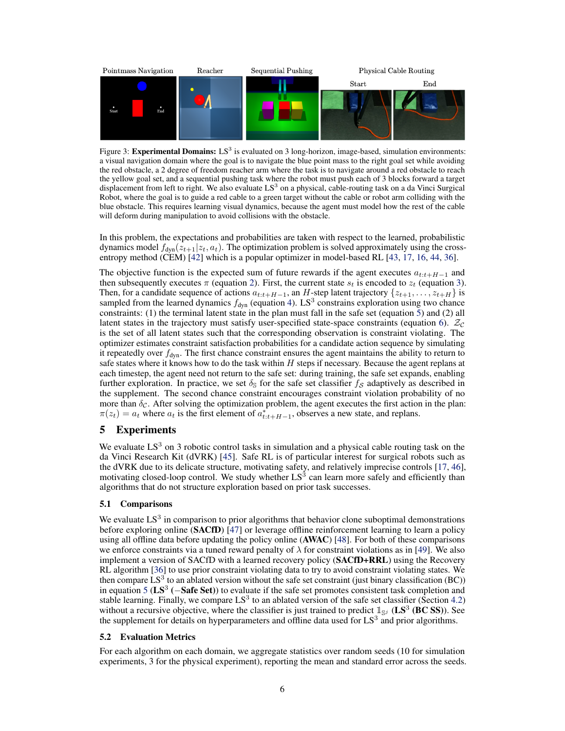Figure 3: **Experimental Domains:** LS$^3$ is evaluated on 3 long-horizon, image-based, simulation environments: a visual navigation domain where the goal is to navigate the blue point mass to the right goal set while avoiding the red obstacle, a 2 degree of freedom reacher arm where the task is to navigate around a red obstacle to reach the yellow goal set, and a sequential pushing task where the robot must push each of 3 blocks forward a target displacement from left to right. We also evaluate LS$^3$ on a physical, cable-routing task on a da Vinci Surgical Robot, where the goal is to guide a red cable to a green target without the cable or robot arm colliding with the blue obstacle. This requires learning visual dynamics, because the agent must model how the rest of the cable will deform during manipulation to avoid collisions with the obstacle.

In this problem, the expectations and probabilities are taken with respect to the learned, probabilistic dynamics model $f_{\text{dyn}}(z_{t+1}|z_t, a_t)$. The optimization problem is solved approximately using the cross-entropy method (CEM) [42] which is a popular optimizer in model-based RL [43, 17, 16, 44, 36].

The objective function is the expected sum of future rewards if the agent executes $a_{t:t+H-1}$ and then subsequently executes $\pi$ (equation 2). First, the current state $s_t$ is encoded to $z_t$ (equation 3). Then, for a candidate sequence of actions $a_{t:t+H-1}$, an $H$-step latent trajectory $\{z_{t+1}, \dots, z_{t+H}\}$ is sampled from the learned dynamics $f_{\text{dyn}}$ (equation 4). LS$^3$ constrains exploration using two chance constraints: (1) the terminal latent state in the plan must fall in the safe set (equation 5) and (2) all latent states in the trajectory must satisfy user-specified state-space constraints (equation 6). $\mathcal{Z}_\mathcal{C}$ is the set of all latent states such that the corresponding observation is constraint violating. The optimizer estimates constraint satisfaction probabilities for a candidate action sequence by simulating it repeatedly over $f_{\text{dyn}}$. The first chance constraint ensures the agent maintains the ability to return to safe states where it knows how to do the task within $H$ steps if necessary. Because the agent replans at each timestep, the agent need not return to the safe set: during training, the safe set expands, enabling further exploration. In practice, we set $\delta_{\mathbb{S}}$ for the safe set classifier $f_\mathcal{S}$ adaptively as described in the supplement. The second chance constraint encourages constraint violation probability of no more than $\delta_\mathcal{C}$. After solving the optimization problem, the agent executes the first action in the plan: $\pi(z_t) = a_t$ where $a_t$ is the first element of $a^*_{t:t+H-1}$, observes a new state, and replans.

## 5 Experiments

We evaluate LS$^3$ on 3 robotic control tasks in simulation and a physical cable routing task on the da Vinci Research Kit (dVRK) [45]. Safe RL is of particular interest for surgical robots such as the dVRK due to its delicate structure, motivating safety, and relatively imprecise controls [17, 46], motivating closed-loop control. We study whether LS$^3$ can learn more safely and efficiently than algorithms that do not structure exploration based on prior task successes.

### 5.1 Comparisons

We evaluate LS$^3$ in comparison to prior algorithms that behavior clone suboptimal demonstrations before exploring online (**SACfD**) [47] or leverage offline reinforcement learning to learn a policy using all offline data before updating the policy online (**AWAC**) [48]. For both of these comparisons we enforce constraints via a tuned reward penalty of $\lambda$ for constraint violations as in [49]. We also implement a version of SACfD with a learned recovery policy (**SACfD+RRL**) using the Recovery RL algorithm [36] to use prior constraint violating data to try to avoid constraint violating states. We then compare LS$^3$ to an ablated version without the safe set constraint (just binary classification (BC)) in equation 5 (**LS$^3$ (−Safe Set)**) to evaluate if the safe set promotes consistent task completion and stable learning. Finally, we compare LS$^3$ to an ablated version of the safe set classifier (Section 4.2) without a recursive objective, where the classifier is just trained to predict $\mathbb{1}_{\mathbb{S}^j}$ (**LS$^3$ (BC SS)**). See the supplement for details on hyperparameters and offline data used for LS$^3$ and prior algorithms.

### 5.2 Evaluation Metrics

For each algorithm on each domain, we aggregate statistics over random seeds (10 for simulation experiments, 3 for the physical experiment), reporting the mean and standard error across the seeds.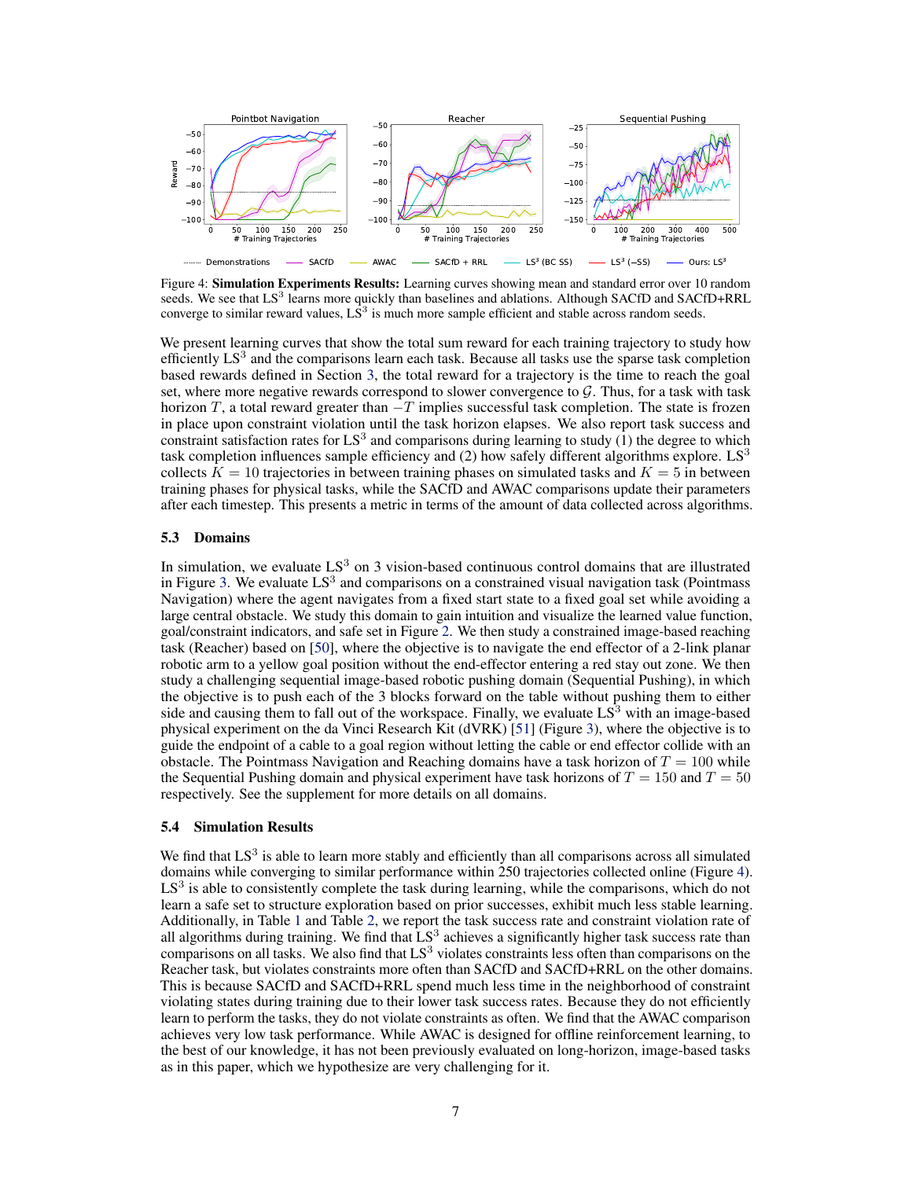Figure 4: **Simulation Experiments Results:** Learning curves showing mean and standard error over 10 random seeds. We see that LS$^3$ learns more quickly than baselines and ablations. Although SACfD and SACfD+RRL converge to similar reward values, LS$^3$ is much more sample efficient and stable across random seeds.

We present learning curves that show the total sum reward for each training trajectory to study how efficiently LS$^3$ and the comparisons learn each task. Because all tasks use the sparse task completion based rewards defined in Section 3, the total reward for a trajectory is the time to reach the goal set, where more negative rewards correspond to slower convergence to $\mathcal{G}$. Thus, for a task with task horizon $T$, a total reward greater than $-T$ implies successful task completion. The state is frozen in place upon constraint violation until the task horizon elapses. We also report task success and constraint satisfaction rates for LS$^3$ and comparisons during learning to study (1) the degree to which task completion influences sample efficiency and (2) how safely different algorithms explore. LS$^3$ collects $K = 10$ trajectories in between training phases on simulated tasks and $K = 5$ in between training phases for physical tasks, while the SACfD and AWAC comparisons update their parameters after each timestep. This presents a metric in terms of the amount of data collected across algorithms.

### 5.3 Domains

In simulation, we evaluate LS$^3$ on 3 vision-based continuous control domains that are illustrated in Figure 3. We evaluate LS$^3$ and comparisons on a constrained visual navigation task (Pointmass Navigation) where the agent navigates from a fixed start state to a fixed goal set while avoiding a large central obstacle. We study this domain to gain intuition and visualize the learned value function, goal/constraint indicators, and safe set in Figure 2. We then study a constrained image-based reaching task (Reacher) based on [50], where the objective is to navigate the end effector of a 2-link planar robotic arm to a yellow goal position without the end-effector entering a red stay out zone. We then study a challenging sequential image-based robotic pushing domain (Sequential Pushing), in which the objective is to push each of the 3 blocks forward on the table without pushing them to either side and causing them to fall out of the workspace. Finally, we evaluate LS$^3$ with an image-based physical experiment on the da Vinci Research Kit (dVRK) [51] (Figure 3), where the objective is to guide the endpoint of a cable to a goal region without letting the cable or end effector collide with an obstacle. The Pointmass Navigation and Reaching domains have a task horizon of $T = 100$ while the Sequential Pushing domain and physical experiment have task horizons of $T = 150$ and $T = 50$ respectively. See the supplement for more details on all domains.

### 5.4 Simulation Results

We find that LS$^3$ is able to learn more stably and efficiently than all comparisons across all simulated domains while converging to similar performance within 250 trajectories collected online (Figure 4). LS$^3$ is able to consistently complete the task during learning, while the comparisons, which do not learn a safe set to structure exploration based on prior successes, exhibit much less stable learning. Additionally, in Table 1 and Table 2, we report the task success rate and constraint violation rate of all algorithms during training. We find that LS$^3$ achieves a significantly higher task success rate than comparisons on all tasks. We also find that LS$^3$ violates constraints less often than comparisons on the Reacher task, but violates constraints more often than SACfD and SACfD+RRL on the other domains. This is because SACfD and SACfD+RRL spend much less time in the neighborhood of constraint violating states during training due to their lower task success rates. Because they do not efficiently learn to perform the tasks, they do not violate constraints as often. We find that the AWAC comparison achieves very low task performance. While AWAC is designed for offline reinforcement learning, to the best of our knowledge, it has not been previously evaluated on long-horizon, image-based tasks as in this paper, which we hypothesize are very challenging for it.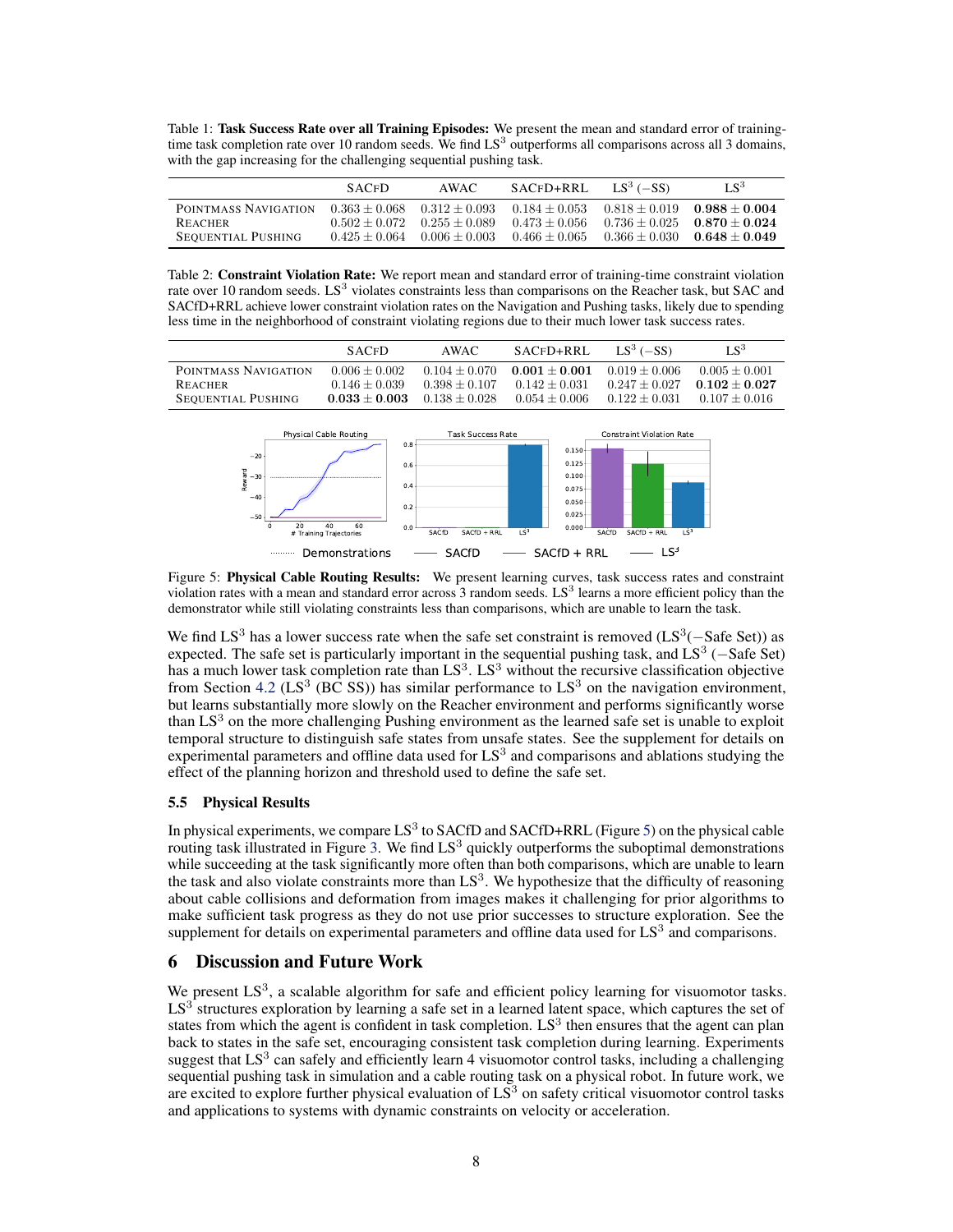Table 1: **Task Success Rate over all Training Episodes:** We present the mean and standard error of training-time task completion rate over 10 random seeds. We find LS$^3$ outperforms all comparisons across all 3 domains, with the gap increasing for the challenging sequential pushing task.

| | SACfD | AWAC | SACfD+RRL | LS$^3$ (−SS) | LS$^3$ |
|---|---|---|---|---|---|
| Pointmass Navigation | $0.363 \pm 0.068$ | $0.312 \pm 0.093$ | $0.184 \pm 0.053$ | $0.818 \pm 0.019$ | $\mathbf{0.988 \pm 0.004}$ |
| Reacher | $0.502 \pm 0.072$ | $0.255 \pm 0.089$ | $0.473 \pm 0.056$ | $0.736 \pm 0.025$ | $\mathbf{0.870 \pm 0.024}$ |
| Sequential Pushing | $0.425 \pm 0.064$ | $0.006 \pm 0.003$ | $0.466 \pm 0.065$ | $0.366 \pm 0.030$ | $\mathbf{0.648 \pm 0.049}$ |

Table 2: **Constraint Violation Rate:** We report mean and standard error of training-time constraint violation rate over 10 random seeds. LS$^3$ violates constraints less than comparisons on the Reacher task, but SAC and SACfD+RRL achieve lower constraint violation rates on the Navigation and Pushing tasks, likely due to spending less time in the neighborhood of constraint violating regions due to their much lower task success rates.

| | SACfD | AWAC | SACfD+RRL | LS$^3$ (−SS) | LS$^3$ |
|---|---|---|---|---|---|
| Pointmass Navigation | $0.006 \pm 0.002$ | $0.104 \pm 0.070$ | $\mathbf{0.001 \pm 0.001}$ | $0.019 \pm 0.006$ | $0.005 \pm 0.001$ |
| Reacher | $0.146 \pm 0.039$ | $0.398 \pm 0.107$ | $0.142 \pm 0.031$ | $0.247 \pm 0.027$ | $\mathbf{0.102 \pm 0.027}$ |
| Sequential Pushing | $\mathbf{0.033 \pm 0.003}$ | $0.138 \pm 0.028$ | $0.054 \pm 0.006$ | $0.122 \pm 0.031$ | $0.107 \pm 0.016$ |

Figure 5: **Physical Cable Routing Results:** We present learning curves, task success rates and constraint violation rates with a mean and standard error across 3 random seeds. LS$^3$ learns a more efficient policy than the demonstrator while still violating constraints less than comparisons, which are unable to learn the task.

We find LS$^3$ has a lower success rate when the safe set constraint is removed (LS$^3$(−Safe Set)) as expected. The safe set is particularly important in the sequential pushing task, and LS$^3$ (−Safe Set) has a much lower task completion rate than LS$^3$. LS$^3$ without the recursive classification objective from Section 4.2 (LS$^3$ (BC SS)) has similar performance to LS$^3$ on the navigation environment, but learns substantially more slowly on the Reacher environment and performs significantly worse than LS$^3$ on the more challenging Pushing environment as the learned safe set is unable to exploit temporal structure to distinguish safe states from unsafe states. See the supplement for details on experimental parameters and offline data used for LS$^3$ and comparisons and ablations studying the effect of the planning horizon and threshold used to define the safe set.

### 5.5 Physical Results

In physical experiments, we compare LS$^3$ to SACfD and SACfD+RRL (Figure 5) on the physical cable routing task illustrated in Figure 3. We find LS$^3$ quickly outperforms the suboptimal demonstrations while succeeding at the task significantly more often than both comparisons, which are unable to learn the task and also violate constraints more than LS$^3$. We hypothesize that the difficulty of reasoning about cable collisions and deformation from images makes it challenging for prior algorithms to make sufficient task progress as they do not use prior successes to structure exploration. See the supplement for details on experimental parameters and offline data used for LS$^3$ and comparisons.

## 6 Discussion and Future Work

We present LS$^3$, a scalable algorithm for safe and efficient policy learning for visuomotor tasks. LS$^3$ structures exploration by learning a safe set in a learned latent space, which captures the set of states from which the agent is confident in task completion. LS$^3$ then ensures that the agent can plan back to states in the safe set, encouraging consistent task completion during learning. Experiments suggest that LS$^3$ can safely and efficiently learn 4 visuomotor control tasks, including a challenging sequential pushing task in simulation and a cable routing task on a physical robot. In future work, we are excited to explore further physical evaluation of LS$^3$ on safety critical visuomotor control tasks and applications to systems with dynamic constraints on velocity or acceleration.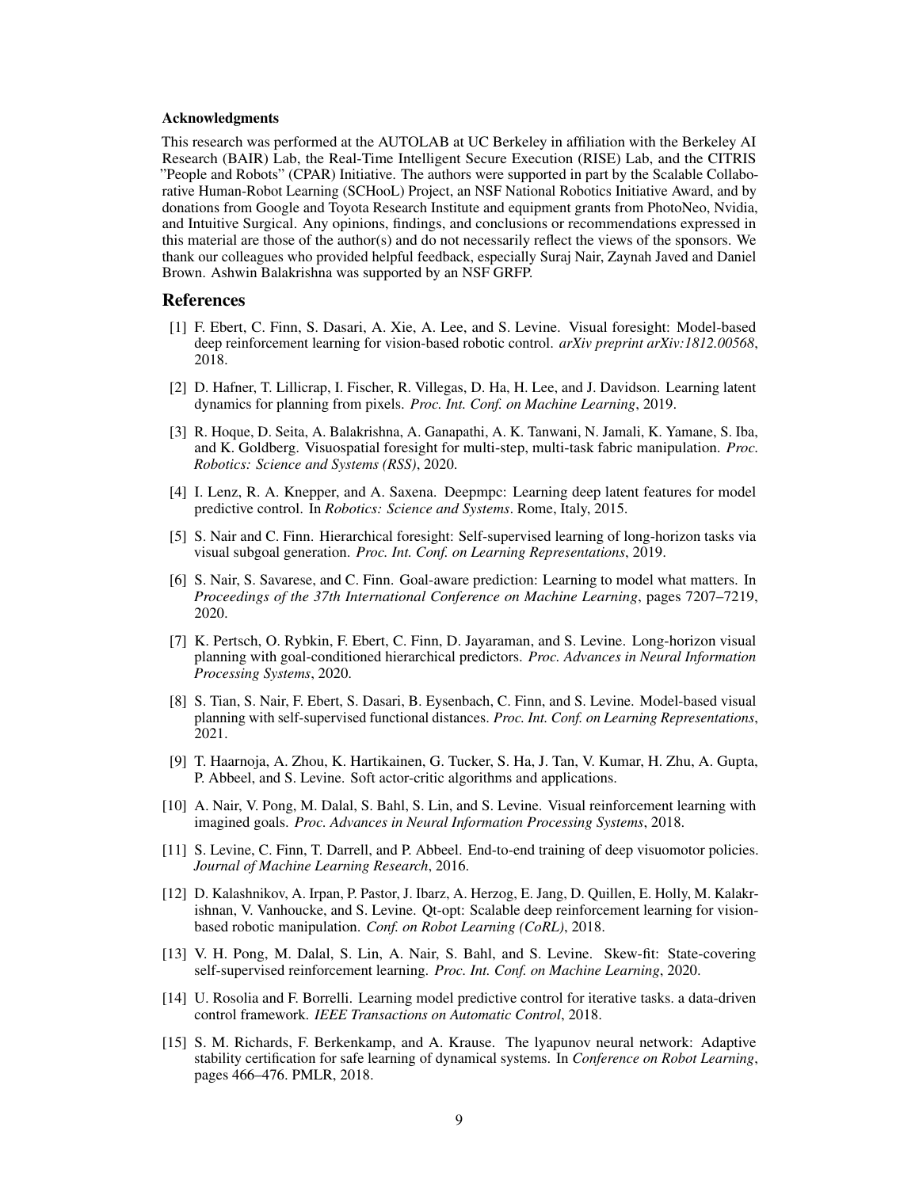#### Acknowledgments

This research was performed at the AUTOLAB at UC Berkeley in affiliation with the Berkeley AI Research (BAIR) Lab, the Real-Time Intelligent Secure Execution (RISE) Lab, and the CITRIS "People and Robots" (CPAR) Initiative. The authors were supported in part by the Scalable Collaborative Human-Robot Learning (SCHooL) Project, an NSF National Robotics Initiative Award, and by donations from Google and Toyota Research Institute and equipment grants from PhotoNeo, Nvidia, and Intuitive Surgical. Any opinions, findings, and conclusions or recommendations expressed in this material are those of the author(s) and do not necessarily reflect the views of the sponsors. We thank our colleagues who provided helpful feedback, especially Suraj Nair, Zaynah Javed and Daniel Brown. Ashwin Balakrishna was supported by an NSF GRFP.

## References

[1] F. Ebert, C. Finn, S. Dasari, A. Xie, A. Lee, and S. Levine. Visual foresight: Model-based deep reinforcement learning for vision-based robotic control. *arXiv preprint arXiv:1812.00568*, 2018.

[2] D. Hafner, T. Lillicrap, I. Fischer, R. Villegas, D. Ha, H. Lee, and J. Davidson. Learning latent dynamics for planning from pixels. *Proc. Int. Conf. on Machine Learning*, 2019.

[3] R. Hoque, D. Seita, A. Balakrishna, A. Ganapathi, A. K. Tanwani, N. Jamali, K. Yamane, S. Iba, and K. Goldberg. Visuospatial foresight for multi-step, multi-task fabric manipulation. *Proc. Robotics: Science and Systems (RSS)*, 2020.

[4] I. Lenz, R. A. Knepper, and A. Saxena. Deepmpc: Learning deep latent features for model predictive control. In *Robotics: Science and Systems*. Rome, Italy, 2015.

[5] S. Nair and C. Finn. Hierarchical foresight: Self-supervised learning of long-horizon tasks via visual subgoal generation. *Proc. Int. Conf. on Learning Representations*, 2019.

[6] S. Nair, S. Savarese, and C. Finn. Goal-aware prediction: Learning to model what matters. In *Proceedings of the 37th International Conference on Machine Learning*, pages 7207–7219, 2020.

[7] K. Pertsch, O. Rybkin, F. Ebert, C. Finn, D. Jayaraman, and S. Levine. Long-horizon visual planning with goal-conditioned hierarchical predictors. *Proc. Advances in Neural Information Processing Systems*, 2020.

[8] S. Tian, S. Nair, F. Ebert, S. Dasari, B. Eysenbach, C. Finn, and S. Levine. Model-based visual planning with self-supervised functional distances. *Proc. Int. Conf. on Learning Representations*, 2021.

[9] T. Haarnoja, A. Zhou, K. Hartikainen, G. Tucker, S. Ha, J. Tan, V. Kumar, H. Zhu, A. Gupta, P. Abbeel, and S. Levine. Soft actor-critic algorithms and applications.

[10] A. Nair, V. Pong, M. Dalal, S. Bahl, S. Lin, and S. Levine. Visual reinforcement learning with imagined goals. *Proc. Advances in Neural Information Processing Systems*, 2018.

[11] S. Levine, C. Finn, T. Darrell, and P. Abbeel. End-to-end training of deep visuomotor policies. *Journal of Machine Learning Research*, 2016.

[12] D. Kalashnikov, A. Irpan, P. Pastor, J. Ibarz, A. Herzog, E. Jang, D. Quillen, E. Holly, M. Kalakrishnan, V. Vanhoucke, and S. Levine. Qt-opt: Scalable deep reinforcement learning for vision-based robotic manipulation. *Conf. on Robot Learning (CoRL)*, 2018.

[13] V. H. Pong, M. Dalal, S. Lin, A. Nair, S. Bahl, and S. Levine. Skew-fit: State-covering self-supervised reinforcement learning. *Proc. Int. Conf. on Machine Learning*, 2020.

[14] U. Rosolia and F. Borrelli. Learning model predictive control for iterative tasks. a data-driven control framework. *IEEE Transactions on Automatic Control*, 2018.

[15] S. M. Richards, F. Berkenkamp, and A. Krause. The lyapunov neural network: Adaptive stability certification for safe learning of dynamical systems. In *Conference on Robot Learning*, pages 466–476. PMLR, 2018.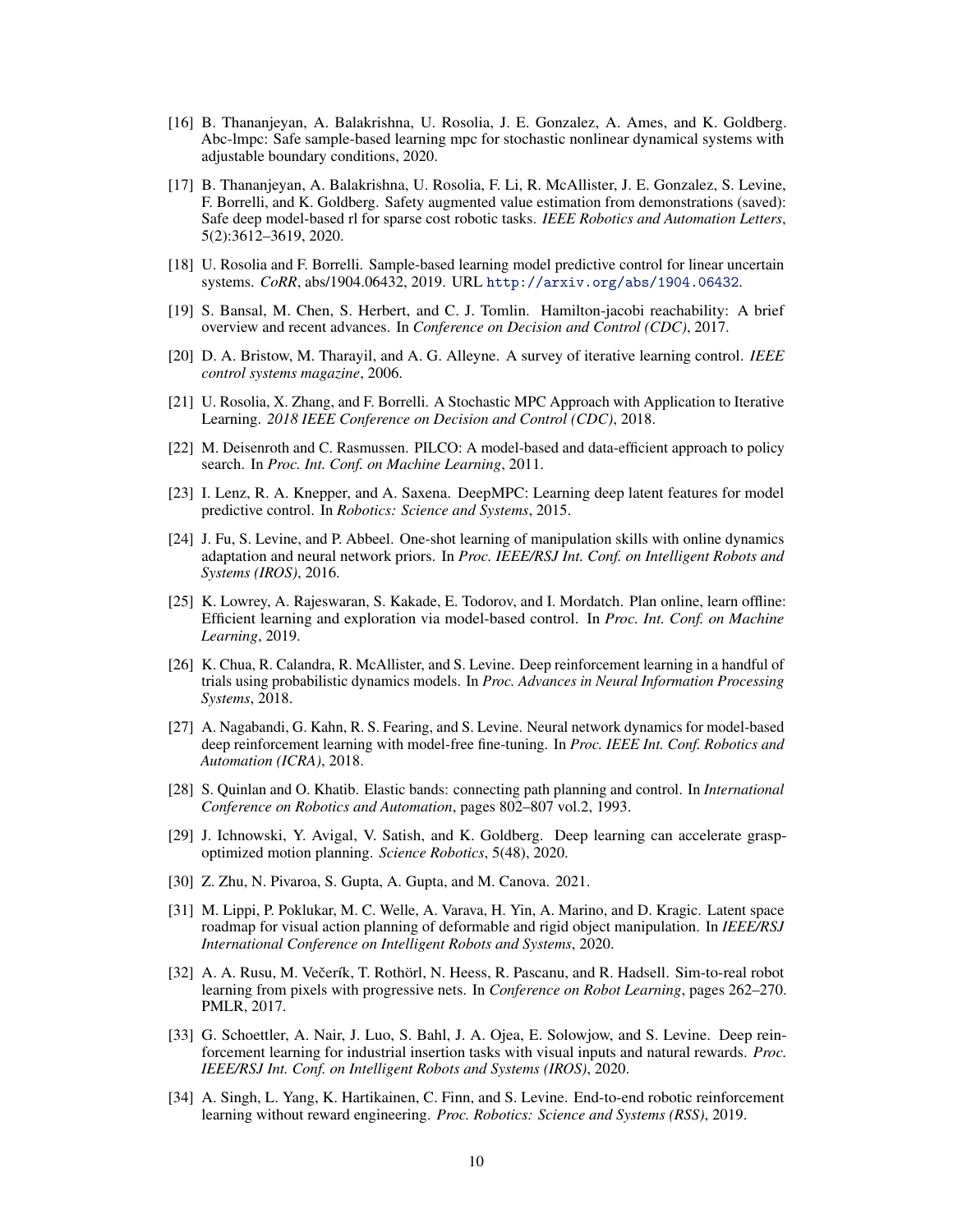[16] B. Thananjeyan, A. Balakrishna, U. Rosolia, J. E. Gonzalez, A. Ames, and K. Goldberg. Abc-lmpc: Safe sample-based learning mpc for stochastic nonlinear dynamical systems with adjustable boundary conditions, 2020.

[17] B. Thananjeyan, A. Balakrishna, U. Rosolia, F. Li, R. McAllister, J. E. Gonzalez, S. Levine, F. Borrelli, and K. Goldberg. Safety augmented value estimation from demonstrations (saved): Safe deep model-based rl for sparse cost robotic tasks. *IEEE Robotics and Automation Letters*, 5(2):3612–3619, 2020.

[18] U. Rosolia and F. Borrelli. Sample-based learning model predictive control for linear uncertain systems. *CoRR*, abs/1904.06432, 2019. URL http://arxiv.org/abs/1904.06432.

[19] S. Bansal, M. Chen, S. Herbert, and C. J. Tomlin. Hamilton-jacobi reachability: A brief overview and recent advances. In *Conference on Decision and Control (CDC)*, 2017.

[20] D. A. Bristow, M. Tharayil, and A. G. Alleyne. A survey of iterative learning control. *IEEE control systems magazine*, 2006.

[21] U. Rosolia, X. Zhang, and F. Borrelli. A Stochastic MPC Approach with Application to Iterative Learning. *2018 IEEE Conference on Decision and Control (CDC)*, 2018.

[22] M. Deisenroth and C. Rasmussen. PILCO: A model-based and data-efficient approach to policy search. In *Proc. Int. Conf. on Machine Learning*, 2011.

[23] I. Lenz, R. A. Knepper, and A. Saxena. DeepMPC: Learning deep latent features for model predictive control. In *Robotics: Science and Systems*, 2015.

[24] J. Fu, S. Levine, and P. Abbeel. One-shot learning of manipulation skills with online dynamics adaptation and neural network priors. In *Proc. IEEE/RSJ Int. Conf. on Intelligent Robots and Systems (IROS)*, 2016.

[25] K. Lowrey, A. Rajeswaran, S. Kakade, E. Todorov, and I. Mordatch. Plan online, learn offline: Efficient learning and exploration via model-based control. In *Proc. Int. Conf. on Machine Learning*, 2019.

[26] K. Chua, R. Calandra, R. McAllister, and S. Levine. Deep reinforcement learning in a handful of trials using probabilistic dynamics models. In *Proc. Advances in Neural Information Processing Systems*, 2018.

[27] A. Nagabandi, G. Kahn, R. S. Fearing, and S. Levine. Neural network dynamics for model-based deep reinforcement learning with model-free fine-tuning. In *Proc. IEEE Int. Conf. Robotics and Automation (ICRA)*, 2018.

[28] S. Quinlan and O. Khatib. Elastic bands: connecting path planning and control. In *International Conference on Robotics and Automation*, pages 802–807 vol.2, 1993.

[29] J. Ichnowski, Y. Avigal, V. Satish, and K. Goldberg. Deep learning can accelerate grasp-optimized motion planning. *Science Robotics*, 5(48), 2020.

[30] Z. Zhu, N. Pivaroa, S. Gupta, A. Gupta, and M. Canova. 2021.

[31] M. Lippi, P. Poklukar, M. C. Welle, A. Varava, H. Yin, A. Marino, and D. Kragic. Latent space roadmap for visual action planning of deformable and rigid object manipulation. In *IEEE/RSJ International Conference on Intelligent Robots and Systems*, 2020.

[32] A. A. Rusu, M. Večerík, T. Rothörl, N. Heess, R. Pascanu, and R. Hadsell. Sim-to-real robot learning from pixels with progressive nets. In *Conference on Robot Learning*, pages 262–270. PMLR, 2017.

[33] G. Schoettler, A. Nair, J. Luo, S. Bahl, J. A. Ojea, E. Solowjow, and S. Levine. Deep reinforcement learning for industrial insertion tasks with visual inputs and natural rewards. *Proc. IEEE/RSJ Int. Conf. on Intelligent Robots and Systems (IROS)*, 2020.

[34] A. Singh, L. Yang, K. Hartikainen, C. Finn, and S. Levine. End-to-end robotic reinforcement learning without reward engineering. *Proc. Robotics: Science and Systems (RSS)*, 2019.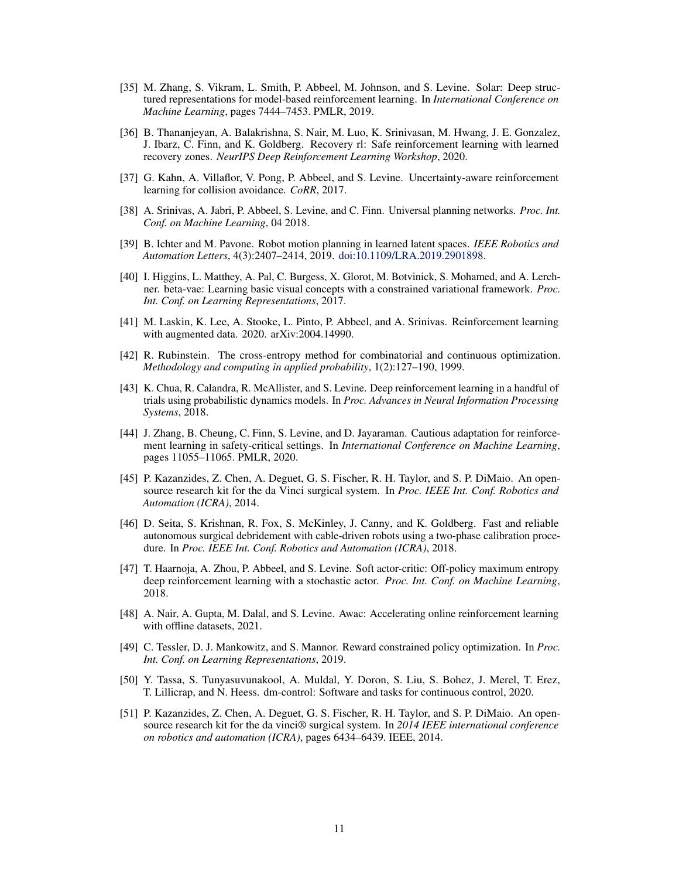[35] M. Zhang, S. Vikram, L. Smith, P. Abbeel, M. Johnson, and S. Levine. Solar: Deep structured representations for model-based reinforcement learning. In *International Conference on Machine Learning*, pages 7444–7453. PMLR, 2019.

[36] B. Thananjeyan, A. Balakrishna, S. Nair, M. Luo, K. Srinivasan, M. Hwang, J. E. Gonzalez, J. Ibarz, C. Finn, and K. Goldberg. Recovery rl: Safe reinforcement learning with learned recovery zones. *NeurIPS Deep Reinforcement Learning Workshop*, 2020.

[37] G. Kahn, A. Villaflor, V. Pong, P. Abbeel, and S. Levine. Uncertainty-aware reinforcement learning for collision avoidance. *CoRR*, 2017.

[38] A. Srinivas, A. Jabri, P. Abbeel, S. Levine, and C. Finn. Universal planning networks. *Proc. Int. Conf. on Machine Learning*, 04 2018.

[39] B. Ichter and M. Pavone. Robot motion planning in learned latent spaces. *IEEE Robotics and Automation Letters*, 4(3):2407–2414, 2019. doi:10.1109/LRA.2019.2901898.

[40] I. Higgins, L. Matthey, A. Pal, C. Burgess, X. Glorot, M. Botvinick, S. Mohamed, and A. Lerchner. beta-vae: Learning basic visual concepts with a constrained variational framework. *Proc. Int. Conf. on Learning Representations*, 2017.

[41] M. Laskin, K. Lee, A. Stooke, L. Pinto, P. Abbeel, and A. Srinivas. Reinforcement learning with augmented data. 2020. arXiv:2004.14990.

[42] R. Rubinstein. The cross-entropy method for combinatorial and continuous optimization. *Methodology and computing in applied probability*, 1(2):127–190, 1999.

[43] K. Chua, R. Calandra, R. McAllister, and S. Levine. Deep reinforcement learning in a handful of trials using probabilistic dynamics models. In *Proc. Advances in Neural Information Processing Systems*, 2018.

[44] J. Zhang, B. Cheung, C. Finn, S. Levine, and D. Jayaraman. Cautious adaptation for reinforcement learning in safety-critical settings. In *International Conference on Machine Learning*, pages 11055–11065. PMLR, 2020.

[45] P. Kazanzides, Z. Chen, A. Deguet, G. S. Fischer, R. H. Taylor, and S. P. DiMaio. An open-source research kit for the da Vinci surgical system. In *Proc. IEEE Int. Conf. Robotics and Automation (ICRA)*, 2014.

[46] D. Seita, S. Krishnan, R. Fox, S. McKinley, J. Canny, and K. Goldberg. Fast and reliable autonomous surgical debridement with cable-driven robots using a two-phase calibration procedure. In *Proc. IEEE Int. Conf. Robotics and Automation (ICRA)*, 2018.

[47] T. Haarnoja, A. Zhou, P. Abbeel, and S. Levine. Soft actor-critic: Off-policy maximum entropy deep reinforcement learning with a stochastic actor. *Proc. Int. Conf. on Machine Learning*, 2018.

[48] A. Nair, A. Gupta, M. Dalal, and S. Levine. Awac: Accelerating online reinforcement learning with offline datasets, 2021.

[49] C. Tessler, D. J. Mankowitz, and S. Mannor. Reward constrained policy optimization. In *Proc. Int. Conf. on Learning Representations*, 2019.

[50] Y. Tassa, S. Tunyasuvunakool, A. Muldal, Y. Doron, S. Liu, S. Bohez, J. Merel, T. Erez, T. Lillicrap, and N. Heess. dm-control: Software and tasks for continuous control, 2020.

[51] P. Kazanzides, Z. Chen, A. Deguet, G. S. Fischer, R. H. Taylor, and S. P. DiMaio. An open-source research kit for the da vinci® surgical system. In *2014 IEEE international conference on robotics and automation (ICRA)*, pages 6434–6439. IEEE, 2014.